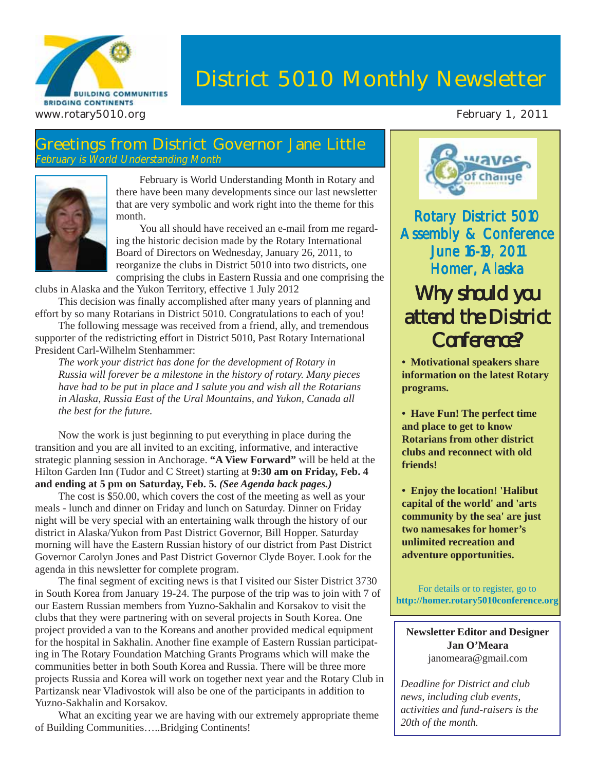BUILDING COMMUNITIES
BRIDGING CONTINENTS

# District 5010 Monthly Newsletter

www.rotary5010.org

February 1, 2011

## Greetings from District Governor Jane Little

*February is World Understanding Month*

February is World Understanding Month in Rotary and there have been many developments since our last newsletter that are very symbolic and work right into the theme for this month.

You all should have received an e-mail from me regarding the historic decision made by the Rotary International Board of Directors on Wednesday, January 26, 2011, to reorganize the clubs in District 5010 into two districts, one comprising the clubs in Eastern Russia and one comprising the clubs in Alaska and the Yukon Territory, effective 1 July 2012

This decision was finally accomplished after many years of planning and effort by so many Rotarians in District 5010. Congratulations to each of you!

The following message was received from a friend, ally, and tremendous supporter of the redistricting effort in District 5010, Past Rotary International President Carl-Wilhelm Stenhammer:

> *The work your district has done for the development of Rotary in Russia will forever be a milestone in the history of rotary. Many pieces have had to be put in place and I salute you and wish all the Rotarians in Alaska, Russia East of the Ural Mountains, and Yukon, Canada all the best for the future.*

Now the work is just beginning to put everything in place during the transition and you are all invited to an exciting, informative, and interactive strategic planning session in Anchorage. **"A View Forward"** will be held at the Hilton Garden Inn (Tudor and C Street) starting at **9:30 am on Friday, Feb. 4 and ending at 5 pm on Saturday, Feb. 5.** ***(See Agenda back pages.)***

The cost is $50.00, which covers the cost of the meeting as well as your meals - lunch and dinner on Friday and lunch on Saturday. Dinner on Friday night will be very special with an entertaining walk through the history of our district in Alaska/Yukon from Past District Governor, Bill Hopper. Saturday morning will have the Eastern Russian history of our district from Past District Governor Carolyn Jones and Past District Governor Clyde Boyer. Look for the agenda in this newsletter for complete program.

The final segment of exciting news is that I visited our Sister District 3730 in South Korea from January 19-24. The purpose of the trip was to join with 7 of our Eastern Russian members from Yuzno-Sakhalin and Korsakov to visit the clubs that they were partnering with on several projects in South Korea. One project provided a van to the Koreans and another provided medical equipment for the hospital in Sakhalin. Another fine example of Eastern Russian participating in The Rotary Foundation Matching Grants Programs which will make the communities better in both South Korea and Russia. There will be three more projects Russia and Korea will work on together next year and the Rotary Club in Partizansk near Vladivostok will also be one of the participants in addition to Yuzno-Sakhalin and Korsakov.

What an exciting year we are having with our extremely appropriate theme of Building Communities…..Bridging Continents!

---

waves of change

## Rotary District 5010 Assembly & Conference June 16-19, 2011 Homer, Alaska

### Why should you attend the District Conference?

- **Motivational speakers share information on the latest Rotary programs.**
- **Have Fun! The perfect time and place to get to know Rotarians from other district clubs and reconnect with old friends!**
- **Enjoy the location! 'Halibut capital of the world' and 'arts community by the sea' are just two namesakes for homer's unlimited recreation and adventure opportunities.**

For details or to register, go to **http://homer.rotary5010conference.org**

---

**Newsletter Editor and Designer**
**Jan O'Meara**
janomeara@gmail.com

*Deadline for District and club news, including club events, activities and fund-raisers is the 20th of the month.*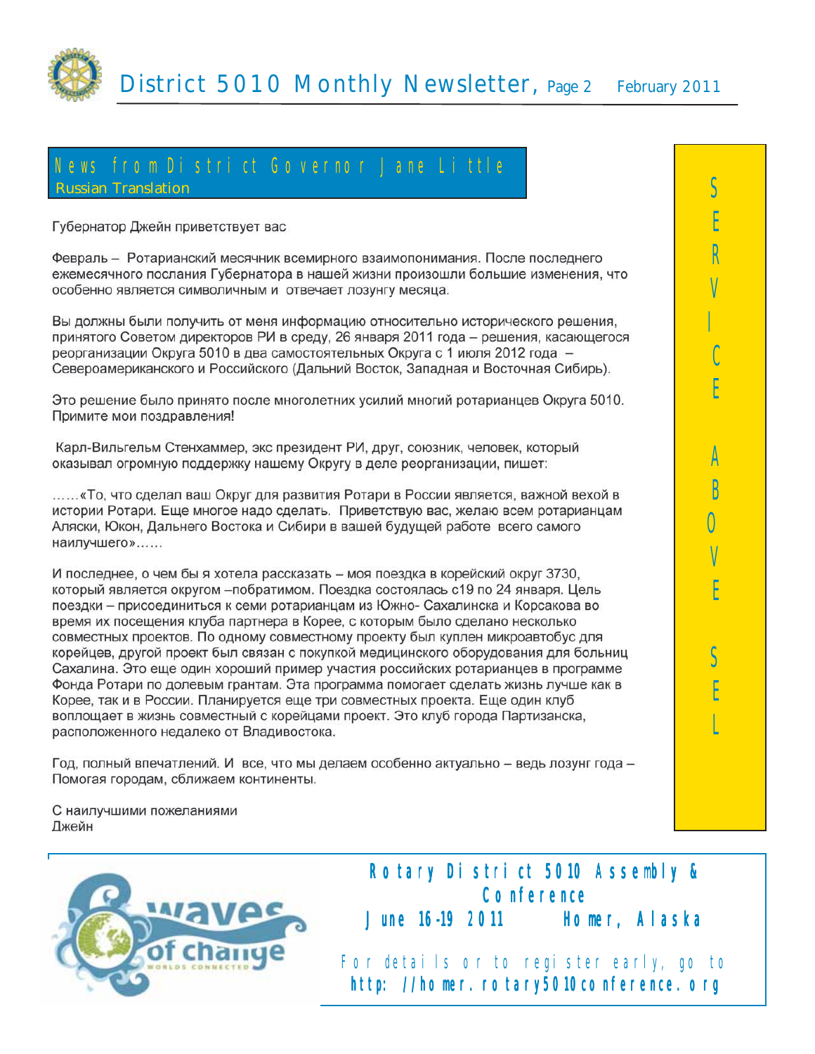## News from District Governor Jane Little

Russian Translation

Губернатор Джейн приветствует вас

Февраль – Ротарианский месячник всемирного взаимопонимания. После последнего ежемесячного послания Губернатора в нашей жизни произошли большие изменения, что особенно является символичным и отвечает лозунгу месяца.

Вы должны были получить от меня информацию относительно исторического решения, принятого Советом директоров РИ в среду, 26 января 2011 года – решения, касающегося реорганизации Округа 5010 в два самостоятельных Округа с 1 июля 2012 года – Североамериканского и Российского (Дальний Восток, Западная и Восточная Сибирь).

Это решение было принято после многолетних усилий многий ротарианцев Округа 5010. Примите мои поздравления!

Карл-Вильгельм Стенхаммер, экс президент РИ, друг, союзник, человек, который оказывал огромную поддержку нашему Округу в деле реорганизации, пишет:

……«То, что сделал ваш Округ для развития Ротари в России является, важной вехой в истории Ротари. Еще многое надо сделать. Приветствую вас, желаю всем ротарианцам Аляски, Юкон, Дальнего Востока и Сибири в вашей будущей работе всего самого наилучшего»……

И последнее, о чем бы я хотела рассказать – моя поездка в корейский округ 3730, который является округом –побратимом. Поездка состоялась с19 по 24 января. Цель поездки – присоединиться к семи ротарианцам из Южно- Сахалинска и Корсакова во время их посещения клуба партнера в Корее, с которым было сделано несколько совместных проектов. По одному совместному проекту был куплен микроавтобус для корейцев, другой проект был связан с покупкой медицинского оборудования для больниц Сахалина. Это еще один хороший пример участия российских ротарианцев в программе Фонда Ротари по долевым грантам. Эта программа помогает сделать жизнь лучше как в Корее, так и в России. Планируется еще три совместных проекта. Еще один клуб воплощает в жизнь совместный с корейцами проект. Это клуб города Партизанска, расположенного недалеко от Владивостока.

Год, полный впечатлений. И все, что мы делаем особенно актуально – ведь лозунг года – Помогая городам, сближаем континенты.

С наилучшими пожеланиями
Джейн

SERVICE ABOVE SEL

**Rotary District 5010 Assembly & Conference**
**June 16-19 2011 Homer, Alaska**

For details or to register early, go to
**http://homer.rotary5010conference.org**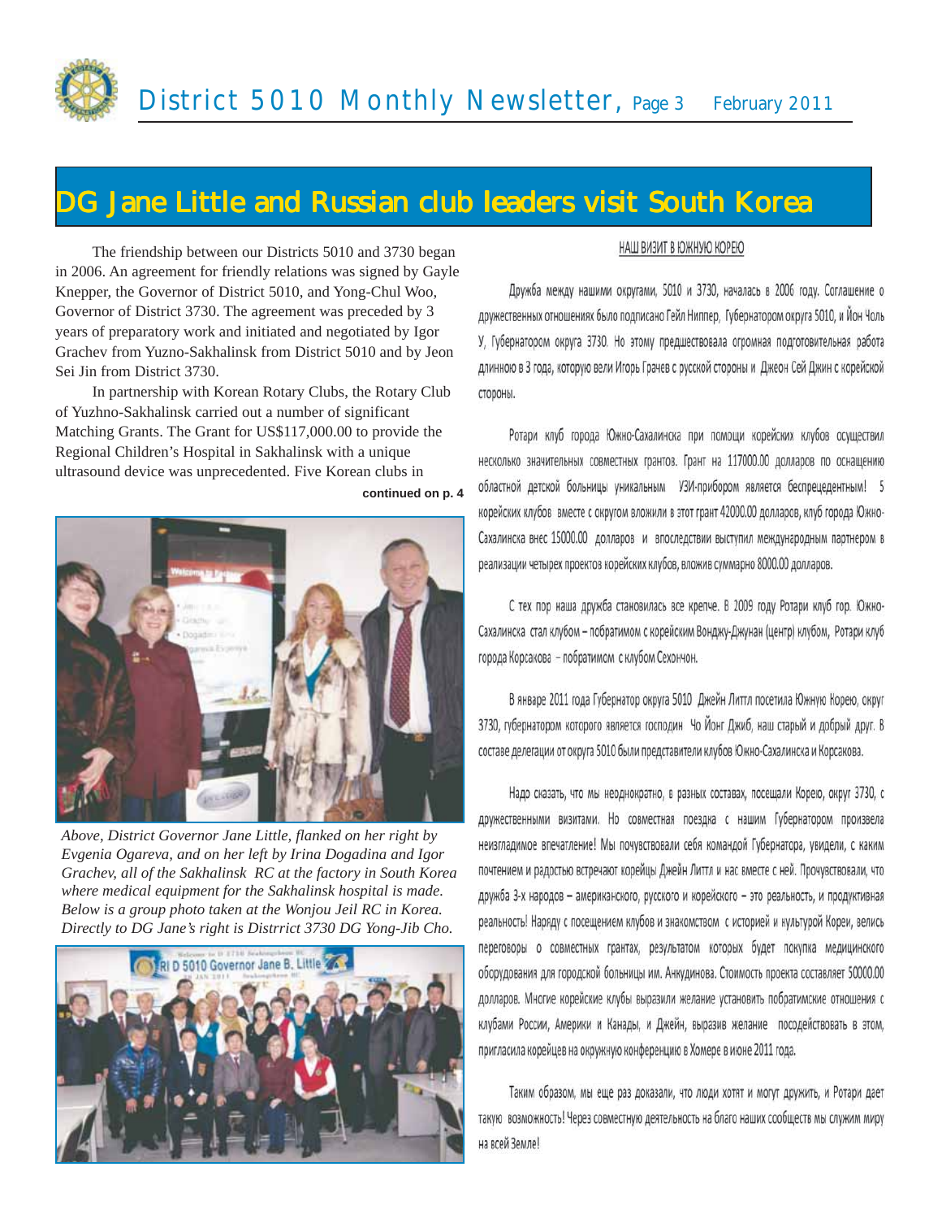# DG Jane Little and Russian club leaders visit South Korea

The friendship between our Districts 5010 and 3730 began in 2006. An agreement for friendly relations was signed by Gayle Knepper, the Governor of District 5010, and Yong-Chul Woo, Governor of District 3730. The agreement was preceded by 3 years of preparatory work and initiated and negotiated by Igor Grachev from Yuzno-Sakhalinsk from District 5010 and by Jeon Sei Jin from District 3730.

In partnership with Korean Rotary Clubs, the Rotary Club of Yuzhno-Sakhalinsk carried out a number of significant Matching Grants. The Grant for US$117,000.00 to provide the Regional Children's Hospital in Sakhalinsk with a unique ultrasound device was unprecedented. Five Korean clubs in

**continued on p. 4**

*Above, District Governor Jane Little, flanked on her right by Evgenia Ogareva, and on her left by Irina Dogadina and Igor Grachev, all of the Sakhalinsk RC at the factory in South Korea where medical equipment for the Sakhalinsk hospital is made. Below is a group photo taken at the Wonjou Jeil RC in Korea. Directly to DG Jane's right is Distrrict 3730 DG Yong-Jib Cho.*

## НАШ ВИЗИТ В ЮЖНУЮ КОРЕЮ

Дружба между нашими округами, 5010 и 3730, началась в 2006 году. Соглашение о дружественных отношениях было подписано Гейл Ниппер, Губернатором округа 5010, и Йон Чоль У, Губернатором округа 3730. Но этому предшествовала огромная подготовительная работа длинною в 3 года, которую вели Игорь Грачев с русской стороны и Джеон Сей Джин с корейской стороны.

Ротари клуб города Южно-Сахалинска при помощи корейских клубов осуществил несколько значительных совместных грантов. Грант на 117000.00 долларов по оснащению областной детской больницы уникальным УЗИ-прибором является беспрецедентным! 5 корейских клубов вместе с округом вложили в этот грант 42000.00 долларов, клуб города Южно-Сахалинска внес 15000.00 долларов и впоследствии выступил международным партнером в реализации четырех проектов корейских клубов, вложив суммарно 8000.00 долларов.

С тех пор наша дружба становилась все крепче. В 2009 году Ротари клуб гор. Южно-Сахалинска стал клубом – побратимом с корейским Вонджу-Джунан (центр) клубом, Ротари клуб города Корсакова – побратимом с клубом Сехончон.

В январе 2011 года Губернатор округа 5010 Джейн Литтл посетила Южную Корею, округ 3730, губернатором которого является господин Чо Йонг Джиб, наш старый и добрый друг. В составе делегации от округа 5010 были представители клубов Южно-Сахалинска и Корсакова.

Надо сказать, что мы неоднократно, в разных составах, посещали Корею, округ 3730, с дружественными визитами. Но совместная поездка с нашим Губернатором произвела неизгладимое впечатление! Мы почувствовали себя командой Губернатора, увидели, с каким почтением и радостью встречают корейцы Джейн Литтл и нас вместе с ней. Прочувствовали, что дружба 3-х народов – американского, русского и корейского – это реальность, и продуктивная реальность! Наряду с посещением клубов и знакомством с историей и культурой Кореи, велись переговоры о совместных грантах, результатом которых будет покупка медицинского оборудования для городской больницы им. Анкудинова. Стоимость проекта составляет 50000.00 долларов. Многие корейские клубы выразили желание установить побратимские отношения с клубами России, Америки и Канады, и Джейн, выразив желание посодействовать в этом, пригласила корейцев на окружную конференцию в Хомере в июне 2011 года.

Таким образом, мы еще раз доказали, что люди хотят и могут дружить, и Ротари дает такую возможность! Через совместную деятельность на благо наших сообществ мы служим миру на всей Земле!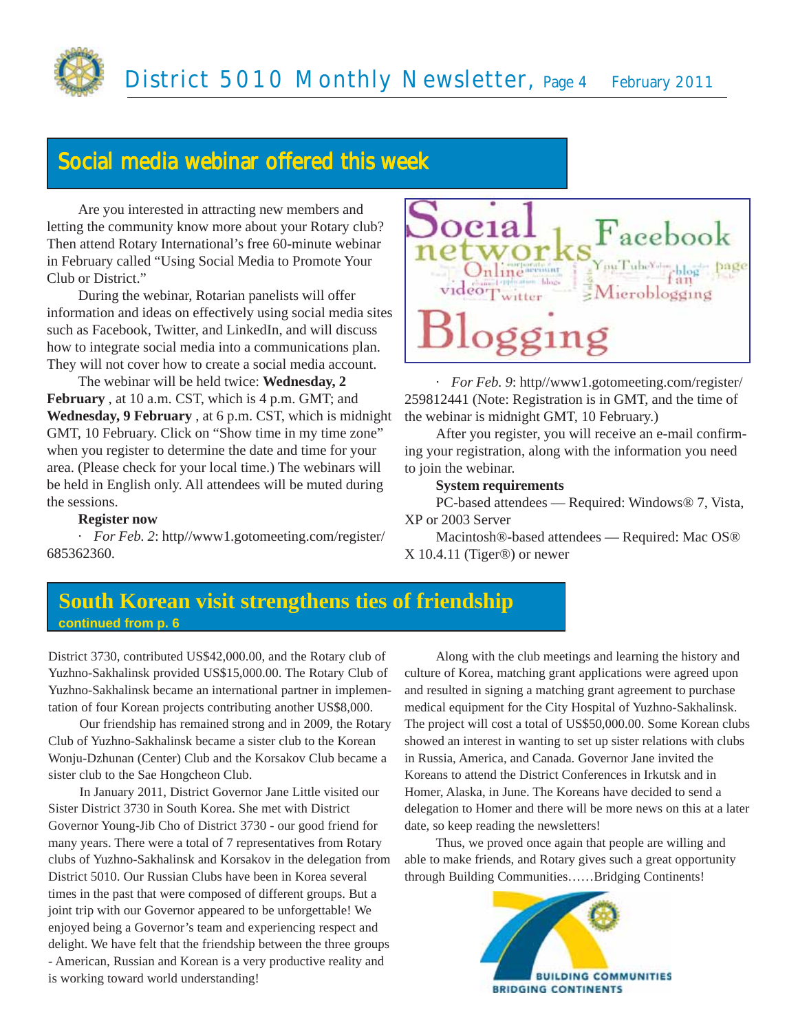## Social media webinar offered this week

Are you interested in attracting new members and letting the community know more about your Rotary club? Then attend Rotary International's free 60-minute webinar in February called "Using Social Media to Promote Your Club or District."

During the webinar, Rotarian panelists will offer information and ideas on effectively using social media sites such as Facebook, Twitter, and LinkedIn, and will discuss how to integrate social media into a communications plan. They will not cover how to create a social media account.

The webinar will be held twice: **Wednesday, 2 February** , at 10 a.m. CST, which is 4 p.m. GMT; and **Wednesday, 9 February** , at 6 p.m. CST, which is midnight GMT, 10 February. Click on "Show time in my time zone" when you register to determine the date and time for your area. (Please check for your local time.) The webinars will be held in English only. All attendees will be muted during the sessions.

**Register now**

· *For Feb. 2*: http//www1.gotomeeting.com/register/685362360.

· *For Feb. 9*: http//www1.gotomeeting.com/register/259812441 (Note: Registration is in GMT, and the time of the webinar is midnight GMT, 10 February.)

After you register, you will receive an e-mail confirming your registration, along with the information you need to join the webinar.

**System requirements**

PC-based attendees — Required: Windows® 7, Vista, XP or 2003 Server

Macintosh®-based attendees — Required: Mac OS® X 10.4.11 (Tiger®) or newer

## South Korean visit strengthens ties of friendship

**continued from p. 6**

District 3730, contributed US$42,000.00, and the Rotary club of Yuzhno-Sakhalinsk provided US$15,000.00. The Rotary Club of Yuzhno-Sakhalinsk became an international partner in implementation of four Korean projects contributing another US$8,000.

Our friendship has remained strong and in 2009, the Rotary Club of Yuzhno-Sakhalinsk became a sister club to the Korean Wonju-Dzhunan (Center) Club and the Korsakov Club became a sister club to the Sae Hongcheon Club.

In January 2011, District Governor Jane Little visited our Sister District 3730 in South Korea. She met with District Governor Young-Jib Cho of District 3730 - our good friend for many years. There were a total of 7 representatives from Rotary clubs of Yuzhno-Sakhalinsk and Korsakov in the delegation from District 5010. Our Russian Clubs have been in Korea several times in the past that were composed of different groups. But a joint trip with our Governor appeared to be unforgettable! We enjoyed being a Governor's team and experiencing respect and delight. We have felt that the friendship between the three groups - American, Russian and Korean is a very productive reality and is working toward world understanding!

Along with the club meetings and learning the history and culture of Korea, matching grant applications were agreed upon and resulted in signing a matching grant agreement to purchase medical equipment for the City Hospital of Yuzhno-Sakhalinsk. The project will cost a total of US$50,000.00. Some Korean clubs showed an interest in wanting to set up sister relations with clubs in Russia, America, and Canada. Governor Jane invited the Koreans to attend the District Conferences in Irkutsk and in Homer, Alaska, in June. The Koreans have decided to send a delegation to Homer and there will be more news on this at a later date, so keep reading the newsletters!

Thus, we proved once again that people are willing and able to make friends, and Rotary gives such a great opportunity through Building Communities……Bridging Continents!

BUILDING COMMUNITIES
BRIDGING CONTINENTS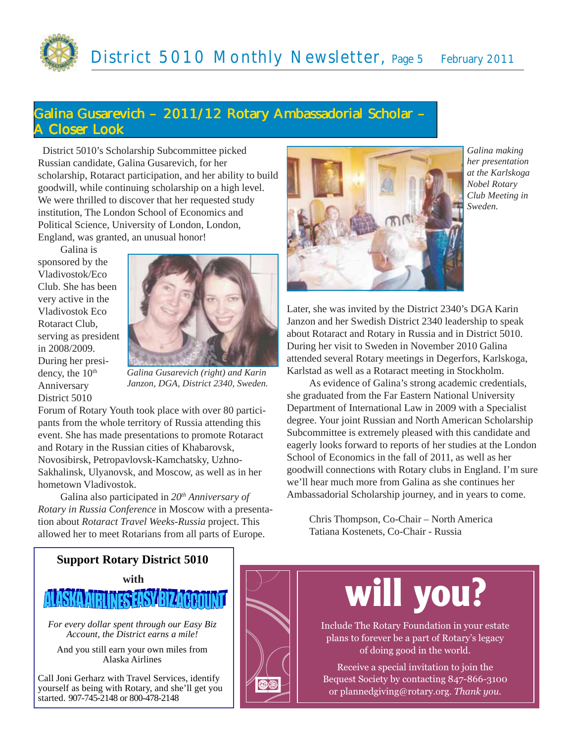## Galina Gusarevich – 2011/12 Rotary Ambassadorial Scholar – A Closer Look

District 5010's Scholarship Subcommittee picked Russian candidate, Galina Gusarevich, for her scholarship, Rotaract participation, and her ability to build goodwill, while continuing scholarship on a high level. We were thrilled to discover that her requested study institution, The London School of Economics and Political Science, University of London, London, England, was granted, an unusual honor!

Galina is sponsored by the Vladivostok/Eco Club. She has been very active in the Vladivostok Eco Rotaract Club, serving as president in 2008/2009. During her presidency, the 10th Anniversary District 5010 Forum of Rotary Youth took place with over 80 participants from the whole territory of Russia attending this event. She has made presentations to promote Rotaract and Rotary in the Russian cities of Khabarovsk, Novosibirsk, Petropavlovsk-Kamchatsky, Uzhno-Sakhalinsk, Ulyanovsk, and Moscow, as well as in her hometown Vladivostok.

*Galina Gusarevich (right) and Karin Janzon, DGA, District 2340, Sweden.*

Galina also participated in *20th Anniversary of Rotary in Russia Conference* in Moscow with a presentation about *Rotaract Travel Weeks-Russia* project. This allowed her to meet Rotarians from all parts of Europe.

*Galina making her presentation at the Karlskoga Nobel Rotary Club Meeting in Sweden.*

Later, she was invited by the District 2340's DGA Karin Janzon and her Swedish District 2340 leadership to speak about Rotaract and Rotary in Russia and in District 5010. During her visit to Sweden in November 2010 Galina attended several Rotary meetings in Degerfors, Karlskoga, Karlstad as well as a Rotaract meeting in Stockholm.

As evidence of Galina's strong academic credentials, she graduated from the Far Eastern National University Department of International Law in 2009 with a Specialist degree. Your joint Russian and North American Scholarship Subcommittee is extremely pleased with this candidate and eagerly looks forward to reports of her studies at the London School of Economics in the fall of 2011, as well as her goodwill connections with Rotary clubs in England. I'm sure we'll hear much more from Galina as she continues her Ambassadorial Scholarship journey, and in years to come.

Chris Thompson, Co-Chair – North America
Tatiana Kostenets, Co-Chair - Russia

---

**Support Rotary District 5010**

**with**

**ALASKA AIRLINES EASY BIZ ACCOUNT**

*For every dollar spent through our Easy Biz Account, the District earns a mile!*

And you still earn your own miles from Alaska Airlines

Call Joni Gerharz with Travel Services, identify yourself as being with Rotary, and she'll get you started. 907-745-2148 or 800-478-2148

---

# will you?

Include The Rotary Foundation in your estate plans to forever be a part of Rotary's legacy of doing good in the world.

Receive a special invitation to join the Bequest Society by contacting 847-866-3100 or plannedgiving@rotary.org. *Thank you.*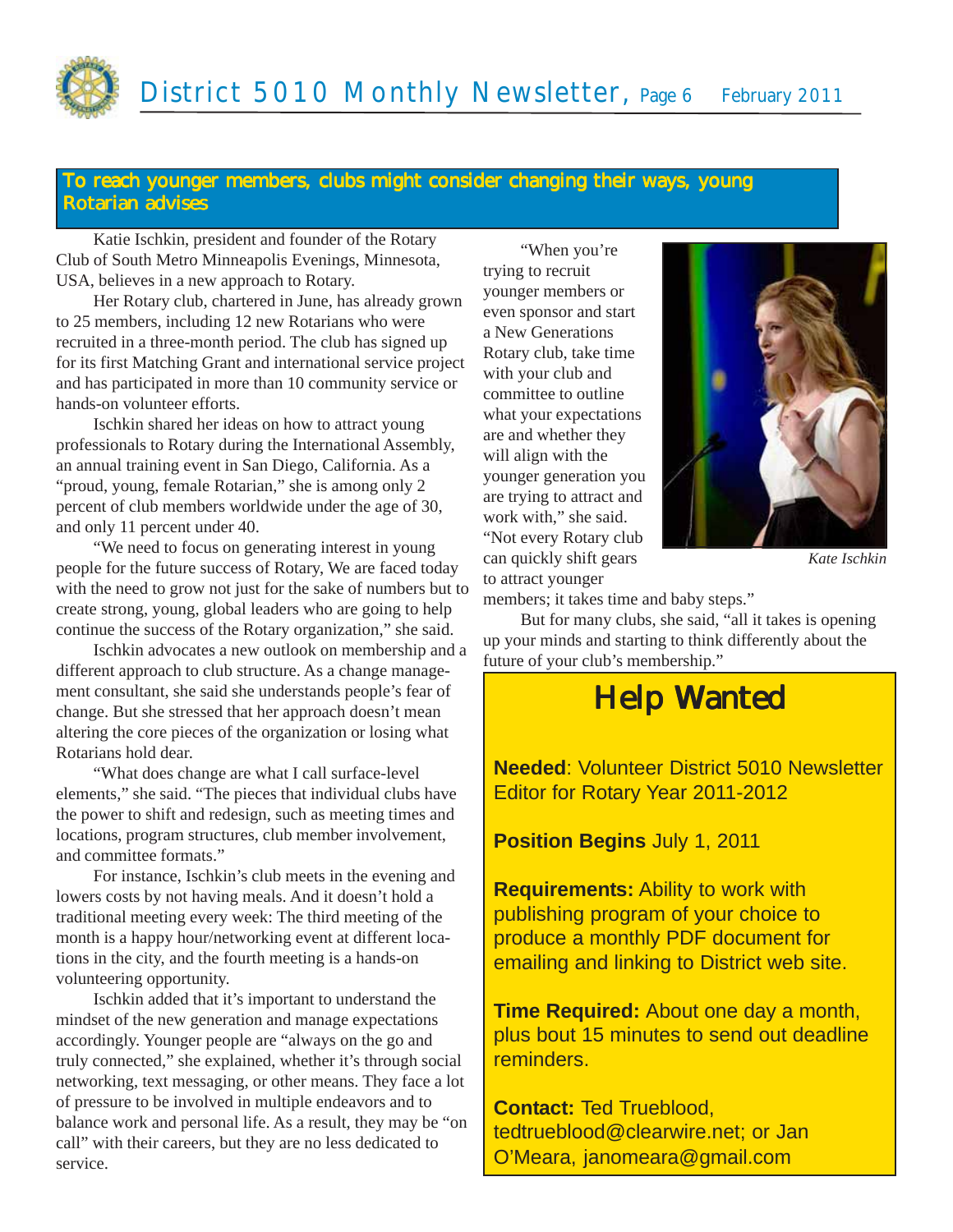## To reach younger members, clubs might consider changing their ways, young Rotarian advises

Katie Ischkin, president and founder of the Rotary Club of South Metro Minneapolis Evenings, Minnesota, USA, believes in a new approach to Rotary.

Her Rotary club, chartered in June, has already grown to 25 members, including 12 new Rotarians who were recruited in a three-month period. The club has signed up for its first Matching Grant and international service project and has participated in more than 10 community service or hands-on volunteer efforts.

Ischkin shared her ideas on how to attract young professionals to Rotary during the International Assembly, an annual training event in San Diego, California. As a "proud, young, female Rotarian," she is among only 2 percent of club members worldwide under the age of 30, and only 11 percent under 40.

"We need to focus on generating interest in young people for the future success of Rotary, We are faced today with the need to grow not just for the sake of numbers but to create strong, young, global leaders who are going to help continue the success of the Rotary organization," she said.

Ischkin advocates a new outlook on membership and a different approach to club structure. As a change management consultant, she said she understands people's fear of change. But she stressed that her approach doesn't mean altering the core pieces of the organization or losing what Rotarians hold dear.

"What does change are what I call surface-level elements," she said. "The pieces that individual clubs have the power to shift and redesign, such as meeting times and locations, program structures, club member involvement, and committee formats."

For instance, Ischkin's club meets in the evening and lowers costs by not having meals. And it doesn't hold a traditional meeting every week: The third meeting of the month is a happy hour/networking event at different locations in the city, and the fourth meeting is a hands-on volunteering opportunity.

Ischkin added that it's important to understand the mindset of the new generation and manage expectations accordingly. Younger people are "always on the go and truly connected," she explained, whether it's through social networking, text messaging, or other means. They face a lot of pressure to be involved in multiple endeavors and to balance work and personal life. As a result, they may be "on call" with their careers, but they are no less dedicated to service.

"When you're trying to recruit younger members or even sponsor and start a New Generations Rotary club, take time with your club and committee to outline what your expectations are and whether they will align with the younger generation you are trying to attract and work with," she said. "Not every Rotary club can quickly shift gears to attract younger members; it takes time and baby steps."

*Kate Ischkin*

But for many clubs, she said, "all it takes is opening up your minds and starting to think differently about the future of your club's membership."

## Help Wanted

**Needed**: Volunteer District 5010 Newsletter Editor for Rotary Year 2011-2012

**Position Begins** July 1, 2011

**Requirements:** Ability to work with publishing program of your choice to produce a monthly PDF document for emailing and linking to District web site.

**Time Required:** About one day a month, plus bout 15 minutes to send out deadline reminders.

**Contact:** Ted Trueblood, tedtrueblood@clearwire.net; or Jan O'Meara, janomeara@gmail.com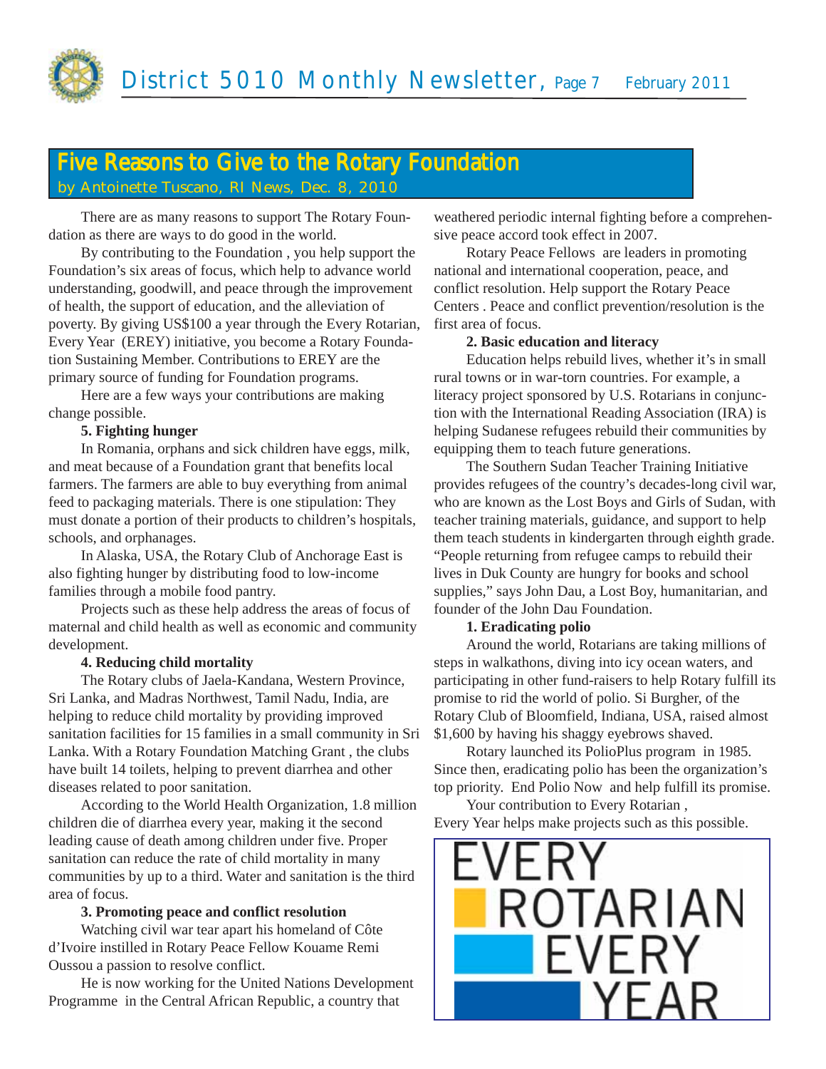## Five Reasons to Give to the Rotary Foundation

by Antoinette Tuscano, RI News, Dec. 8, 2010

There are as many reasons to support The Rotary Foundation as there are ways to do good in the world.

By contributing to the Foundation , you help support the Foundation's six areas of focus, which help to advance world understanding, goodwill, and peace through the improvement of health, the support of education, and the alleviation of poverty. By giving US$100 a year through the Every Rotarian, Every Year (EREY) initiative, you become a Rotary Foundation Sustaining Member. Contributions to EREY are the primary source of funding for Foundation programs.

Here are a few ways your contributions are making change possible.

**5. Fighting hunger**

In Romania, orphans and sick children have eggs, milk, and meat because of a Foundation grant that benefits local farmers. The farmers are able to buy everything from animal feed to packaging materials. There is one stipulation: They must donate a portion of their products to children's hospitals, schools, and orphanages.

In Alaska, USA, the Rotary Club of Anchorage East is also fighting hunger by distributing food to low-income families through a mobile food pantry.

Projects such as these help address the areas of focus of maternal and child health as well as economic and community development.

**4. Reducing child mortality**

The Rotary clubs of Jaela-Kandana, Western Province, Sri Lanka, and Madras Northwest, Tamil Nadu, India, are helping to reduce child mortality by providing improved sanitation facilities for 15 families in a small community in Sri Lanka. With a Rotary Foundation Matching Grant , the clubs have built 14 toilets, helping to prevent diarrhea and other diseases related to poor sanitation.

According to the World Health Organization, 1.8 million children die of diarrhea every year, making it the second leading cause of death among children under five. Proper sanitation can reduce the rate of child mortality in many communities by up to a third. Water and sanitation is the third area of focus.

**3. Promoting peace and conflict resolution**

Watching civil war tear apart his homeland of Côte d'Ivoire instilled in Rotary Peace Fellow Kouame Remi Oussou a passion to resolve conflict.

He is now working for the United Nations Development Programme in the Central African Republic, a country that weathered periodic internal fighting before a comprehensive peace accord took effect in 2007.

Rotary Peace Fellows are leaders in promoting national and international cooperation, peace, and conflict resolution. Help support the Rotary Peace Centers . Peace and conflict prevention/resolution is the first area of focus.

**2. Basic education and literacy**

Education helps rebuild lives, whether it's in small rural towns or in war-torn countries. For example, a literacy project sponsored by U.S. Rotarians in conjunction with the International Reading Association (IRA) is helping Sudanese refugees rebuild their communities by equipping them to teach future generations.

The Southern Sudan Teacher Training Initiative provides refugees of the country's decades-long civil war, who are known as the Lost Boys and Girls of Sudan, with teacher training materials, guidance, and support to help them teach students in kindergarten through eighth grade. "People returning from refugee camps to rebuild their lives in Duk County are hungry for books and school supplies," says John Dau, a Lost Boy, humanitarian, and founder of the John Dau Foundation.

**1. Eradicating polio**

Around the world, Rotarians are taking millions of steps in walkathons, diving into icy ocean waters, and participating in other fund-raisers to help Rotary fulfill its promise to rid the world of polio. Si Burgher, of the Rotary Club of Bloomfield, Indiana, USA, raised almost $1,600 by having his shaggy eyebrows shaved.

Rotary launched its PolioPlus program in 1985. Since then, eradicating polio has been the organization's top priority. End Polio Now and help fulfill its promise.

Your contribution to Every Rotarian , Every Year helps make projects such as this possible.

EVERY ROTARIAN EVERY YEAR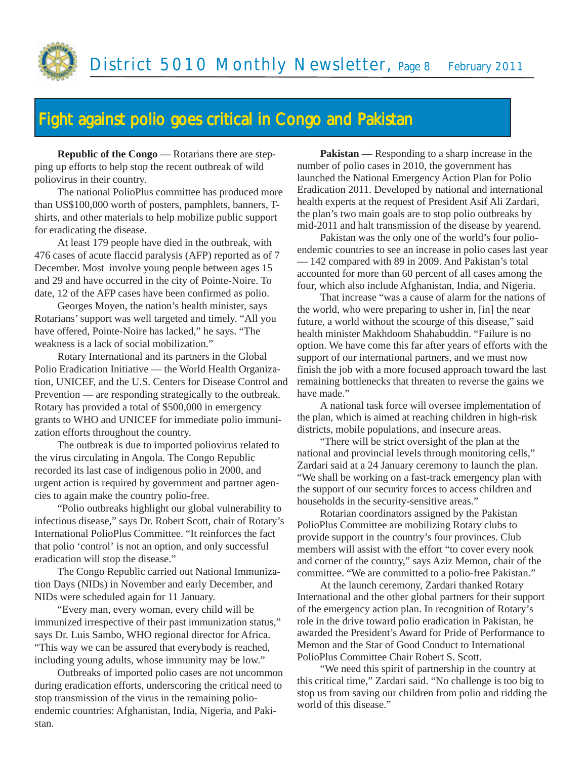## Fight against polio goes critical in Congo and Pakistan

**Republic of the Congo** — Rotarians there are stepping up efforts to help stop the recent outbreak of wild poliovirus in their country.

The national PolioPlus committee has produced more than US$100,000 worth of posters, pamphlets, banners, T-shirts, and other materials to help mobilize public support for eradicating the disease.

At least 179 people have died in the outbreak, with 476 cases of acute flaccid paralysis (AFP) reported as of 7 December. Most involve young people between ages 15 and 29 and have occurred in the city of Pointe-Noire. To date, 12 of the AFP cases have been confirmed as polio.

Georges Moyen, the nation's health minister, says Rotarians' support was well targeted and timely. "All you have offered, Pointe-Noire has lacked," he says. "The weakness is a lack of social mobilization."

Rotary International and its partners in the Global Polio Eradication Initiative — the World Health Organization, UNICEF, and the U.S. Centers for Disease Control and Prevention — are responding strategically to the outbreak. Rotary has provided a total of $500,000 in emergency grants to WHO and UNICEF for immediate polio immunization efforts throughout the country.

The outbreak is due to imported poliovirus related to the virus circulating in Angola. The Congo Republic recorded its last case of indigenous polio in 2000, and urgent action is required by government and partner agencies to again make the country polio-free.

"Polio outbreaks highlight our global vulnerability to infectious disease," says Dr. Robert Scott, chair of Rotary's International PolioPlus Committee. "It reinforces the fact that polio 'control' is not an option, and only successful eradication will stop the disease."

The Congo Republic carried out National Immunization Days (NIDs) in November and early December, and NIDs were scheduled again for 11 January.

"Every man, every woman, every child will be immunized irrespective of their past immunization status," says Dr. Luis Sambo, WHO regional director for Africa. "This way we can be assured that everybody is reached, including young adults, whose immunity may be low."

Outbreaks of imported polio cases are not uncommon during eradication efforts, underscoring the critical need to stop transmission of the virus in the remaining polio-endemic countries: Afghanistan, India, Nigeria, and Pakistan.

**Pakistan —** Responding to a sharp increase in the number of polio cases in 2010, the government has launched the National Emergency Action Plan for Polio Eradication 2011. Developed by national and international health experts at the request of President Asif Ali Zardari, the plan's two main goals are to stop polio outbreaks by mid-2011 and halt transmission of the disease by yearend.

Pakistan was the only one of the world's four polio-endemic countries to see an increase in polio cases last year — 142 compared with 89 in 2009. And Pakistan's total accounted for more than 60 percent of all cases among the four, which also include Afghanistan, India, and Nigeria.

That increase "was a cause of alarm for the nations of the world, who were preparing to usher in, [in] the near future, a world without the scourge of this disease," said health minister Makhdoom Shahabuddin. "Failure is no option. We have come this far after years of efforts with the support of our international partners, and we must now finish the job with a more focused approach toward the last remaining bottlenecks that threaten to reverse the gains we have made."

A national task force will oversee implementation of the plan, which is aimed at reaching children in high-risk districts, mobile populations, and insecure areas.

"There will be strict oversight of the plan at the national and provincial levels through monitoring cells," Zardari said at a 24 January ceremony to launch the plan. "We shall be working on a fast-track emergency plan with the support of our security forces to access children and households in the security-sensitive areas."

Rotarian coordinators assigned by the Pakistan PolioPlus Committee are mobilizing Rotary clubs to provide support in the country's four provinces. Club members will assist with the effort "to cover every nook and corner of the country," says Aziz Memon, chair of the committee. "We are committed to a polio-free Pakistan."

At the launch ceremony, Zardari thanked Rotary International and the other global partners for their support of the emergency action plan. In recognition of Rotary's role in the drive toward polio eradication in Pakistan, he awarded the President's Award for Pride of Performance to Memon and the Star of Good Conduct to International PolioPlus Committee Chair Robert S. Scott.

"We need this spirit of partnership in the country at this critical time," Zardari said. "No challenge is too big to stop us from saving our children from polio and ridding the world of this disease."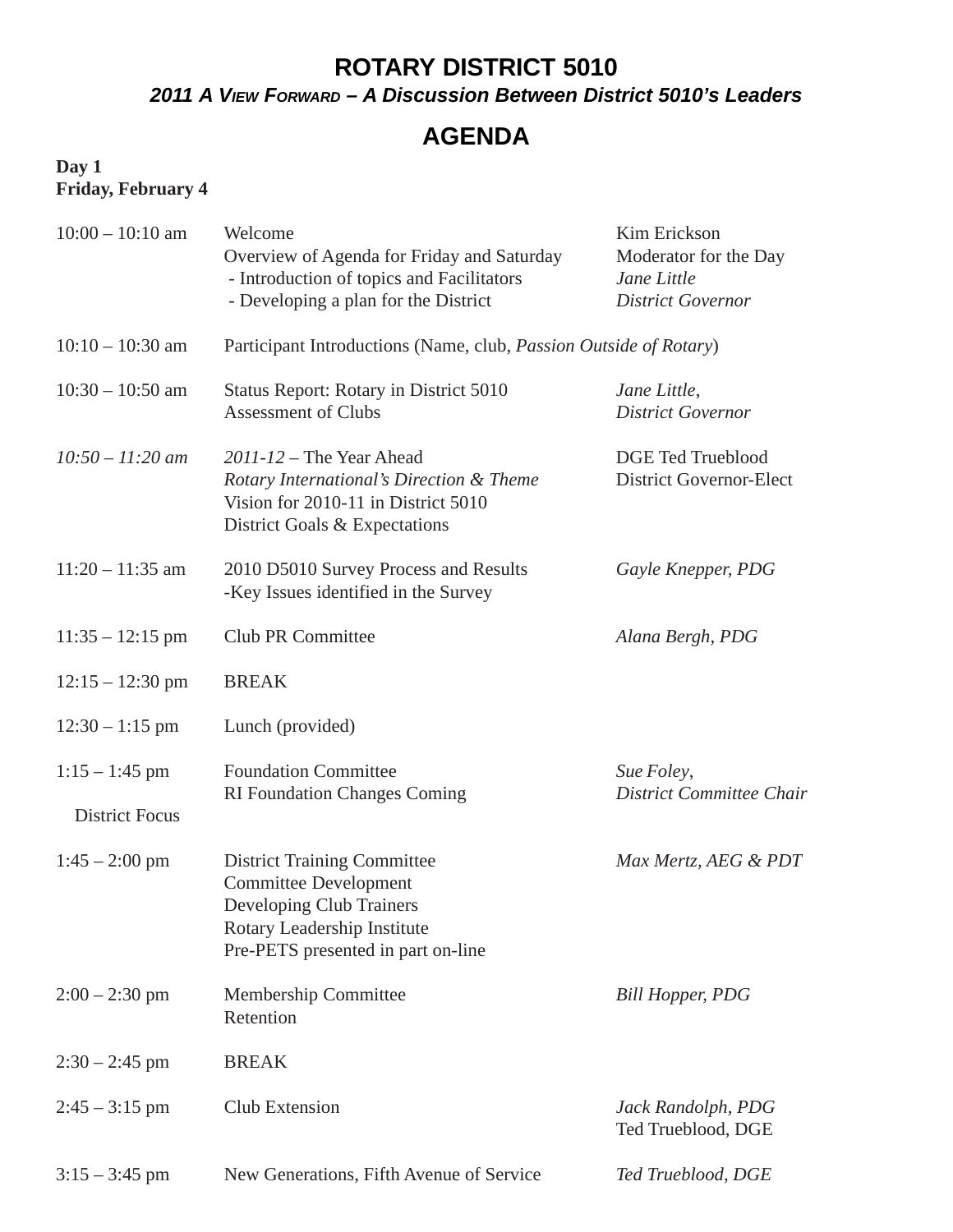# ROTARY DISTRICT 5010

***2011 A View Forward – A Discussion Between District 5010's Leaders***

## AGENDA

**Day 1**
**Friday, February 4**

| | | |
|---|---|---|
| 10:00 – 10:10 am | Welcome<br>Overview of Agenda for Friday and Saturday<br>- Introduction of topics and Facilitators<br>- Developing a plan for the District | Kim Erickson<br>Moderator for the Day<br>*Jane Little*<br>*District Governor* |
| 10:10 – 10:30 am | Participant Introductions (Name, club, *Passion Outside of Rotary*) | |
| 10:30 – 10:50 am | Status Report: Rotary in District 5010<br>Assessment of Clubs | *Jane Little*,<br>*District Governor* |
| *10:50 – 11:20 am* | *2011-12* – The Year Ahead<br>*Rotary International's Direction & Theme*<br>Vision for 2010-11 in District 5010<br>District Goals & Expectations | DGE Ted Trueblood<br>District Governor-Elect |
| 11:20 – 11:35 am | 2010 D5010 Survey Process and Results<br>-Key Issues identified in the Survey | *Gayle Knepper, PDG* |
| 11:35 – 12:15 pm | Club PR Committee | *Alana Bergh, PDG* |
| 12:15 – 12:30 pm | BREAK | |
| 12:30 – 1:15 pm | Lunch (provided) | |
| 1:15 – 1:45 pm<br>District Focus | Foundation Committee<br>RI Foundation Changes Coming | *Sue Foley*,<br>*District Committee Chair* |
| 1:45 – 2:00 pm | District Training Committee<br>Committee Development<br>Developing Club Trainers<br>Rotary Leadership Institute<br>Pre-PETS presented in part on-line | *Max Mertz, AEG & PDT* |
| 2:00 – 2:30 pm | Membership Committee<br>Retention | *Bill Hopper, PDG* |
| 2:30 – 2:45 pm | BREAK | |
| 2:45 – 3:15 pm | Club Extension | *Jack Randolph, PDG*<br>Ted Trueblood, DGE |
| 3:15 – 3:45 pm | New Generations, Fifth Avenue of Service | *Ted Trueblood, DGE* |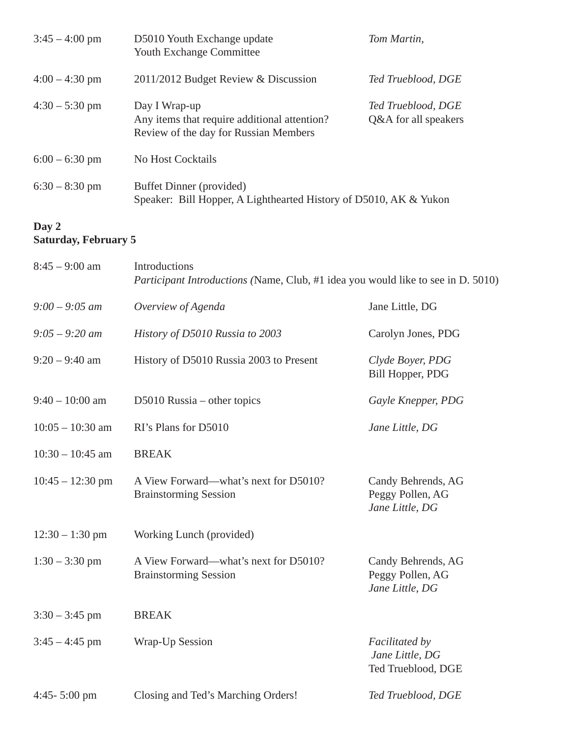| | | |
|---|---|---|
| 3:45 – 4:00 pm | D5010 Youth Exchange update<br>Youth Exchange Committee | *Tom Martin,* |
| 4:00 – 4:30 pm | 2011/2012 Budget Review & Discussion | *Ted Trueblood, DGE* |
| 4:30 – 5:30 pm | Day I Wrap-up<br>Any items that require additional attention?<br>Review of the day for Russian Members | *Ted Trueblood, DGE*<br>Q&A for all speakers |
| 6:00 – 6:30 pm | No Host Cocktails | |
| 6:30 – 8:30 pm | Buffet Dinner (provided)<br>Speaker: Bill Hopper, A Lighthearted History of D5010, AK & Yukon | |

**Day 2**
**Saturday, February 5**

| | | |
|---|---|---|
| 8:45 – 9:00 am | Introductions<br>*Participant Introductions (*Name, Club, #1 idea you would like to see in D. 5010) | |
| *9:00 – 9:05 am* | *Overview of Agenda* | Jane Little, DG |
| *9:05 – 9:20 am* | *History of D5010 Russia to 2003* | Carolyn Jones, PDG |
| 9:20 – 9:40 am | History of D5010 Russia 2003 to Present | *Clyde Boyer, PDG*<br>Bill Hopper, PDG |
| 9:40 – 10:00 am | D5010 Russia – other topics | *Gayle Knepper, PDG* |
| 10:05 – 10:30 am | RI's Plans for D5010 | *Jane Little, DG* |
| 10:30 – 10:45 am | BREAK | |
| 10:45 – 12:30 pm | A View Forward—what's next for D5010?<br>Brainstorming Session | Candy Behrends, AG<br>Peggy Pollen, AG<br>*Jane Little, DG* |
| 12:30 – 1:30 pm | Working Lunch (provided) | |
| 1:30 – 3:30 pm | A View Forward—what's next for D5010?<br>Brainstorming Session | Candy Behrends, AG<br>Peggy Pollen, AG<br>*Jane Little, DG* |
| 3:30 – 3:45 pm | BREAK | |
| 3:45 – 4:45 pm | Wrap-Up Session | *Facilitated by*<br>*Jane Little, DG*<br>Ted Trueblood, DGE |
| 4:45- 5:00 pm | Closing and Ted's Marching Orders! | *Ted Trueblood, DGE* |